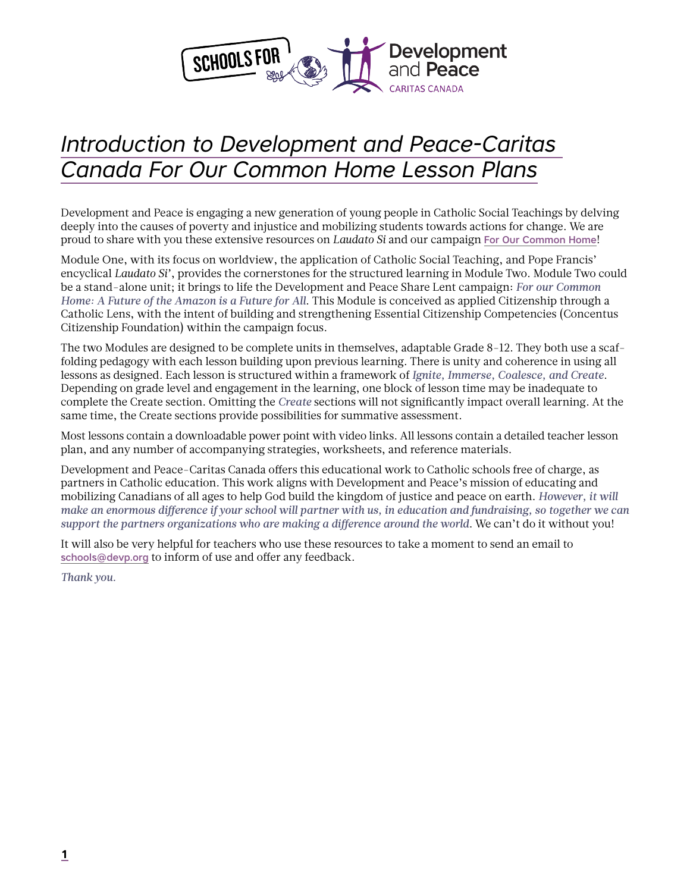# *Introduction to Development and Peace-Caritas Canada For Our Common Home Lesson Plans*

Development and Peace is engaging a new generation of young people in Catholic Social Teachings by delving deeply into the causes of poverty and injustice and mobilizing students towards actions for change. We are proud to share with you these extensive resources on *Laudato Si* and our campaign **For Our Common Home**!

Module One, with its focus on worldview, the application of Catholic Social Teaching, and Pope Francis' encyclical *Laudato Si'*, provides the cornerstones for the structured learning in Module Two. Module Two could be a stand-alone unit; it brings to life the Development and Peace Share Lent campaign: *For our Common Home: A Future of the Amazon is a Future for All*. This Module is conceived as applied Citizenship through a Catholic Lens, with the intent of building and strengthening Essential Citizenship Competencies (Concentus Citizenship Foundation) within the campaign focus.

The two Modules are designed to be complete units in themselves, adaptable Grade 8-12. They both use a scaffolding pedagogy with each lesson building upon previous learning. There is unity and coherence in using all lessons as designed. Each lesson is structured within a framework of *Ignite, Immerse, Coalesce, and Create*. Depending on grade level and engagement in the learning, one block of lesson time may be inadequate to complete the Create section. Omitting the *Create* sections will not significantly impact overall learning. At the same time, the Create sections provide possibilities for summative assessment.

Most lessons contain a downloadable power point with video links. All lessons contain a detailed teacher lesson plan, and any number of accompanying strategies, worksheets, and reference materials.

Development and Peace-Caritas Canada offers this educational work to Catholic schools free of charge, as partners in Catholic education. This work aligns with Development and Peace's mission of educating and mobilizing Canadians of all ages to help God build the kingdom of justice and peace on earth. *However, it will make an enormous difference if your school will partner with us, in education and fundraising, so together we can support the partners organizations who are making a difference around the world.* We can't do it without you!

It will also be very helpful for teachers who use these resources to take a moment to send an email to **schools@devp.org** to inform of use and offer any feedback.

*Thank you.*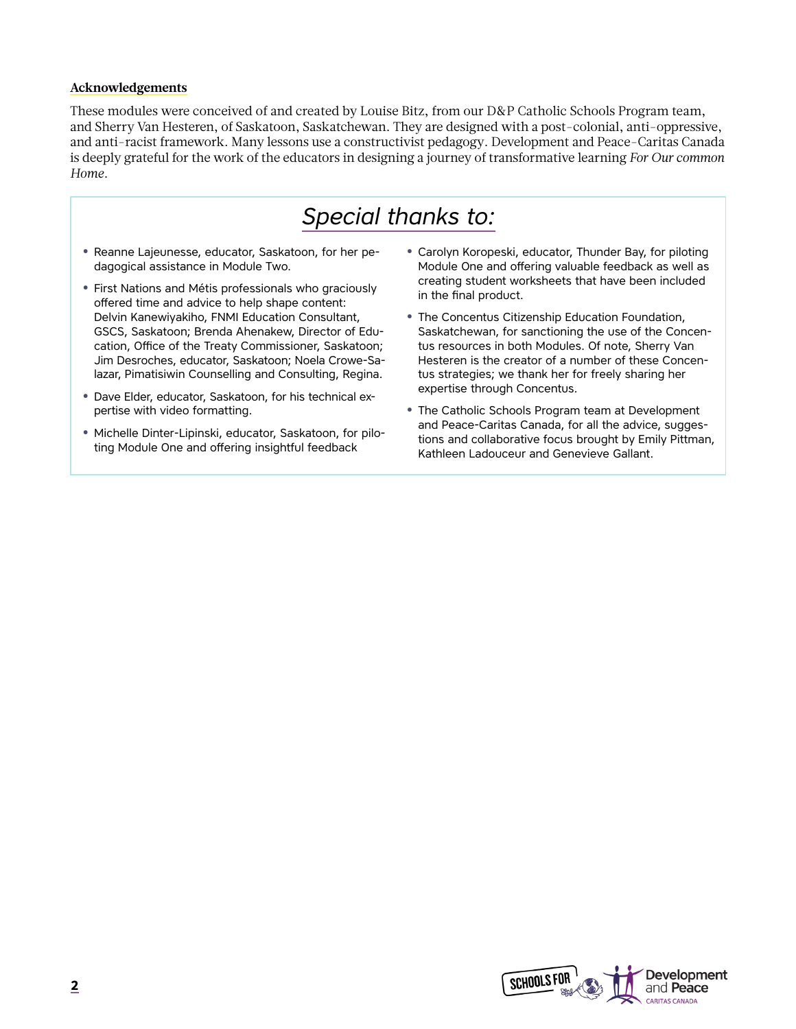**Acknowledgements**

These modules were conceived of and created by Louise Bitz, from our D&P Catholic Schools Program team, and Sherry Van Hesteren, of Saskatoon, Saskatchewan. They are designed with a post-colonial, anti-oppressive, and anti-racist framework. Many lessons use a constructivist pedagogy. Development and Peace-Caritas Canada is deeply grateful for the work of the educators in designing a journey of transformative learning *For Our common Home*.

## *Special thanks to:*

- Reanne Lajeunesse, educator, Saskatoon, for her pedagogical assistance in Module Two.
- First Nations and Métis professionals who graciously offered time and advice to help shape content: Delvin Kanewiyakiho, FNMI Education Consultant, GSCS, Saskatoon; Brenda Ahenakew, Director of Education, Office of the Treaty Commissioner, Saskatoon; Jim Desroches, educator, Saskatoon; Noela Crowe-Salazar, Pimatisiwin Counselling and Consulting, Regina.
- Dave Elder, educator, Saskatoon, for his technical expertise with video formatting.
- Michelle Dinter-Lipinski, educator, Saskatoon, for piloting Module One and offering insightful feedback
- Carolyn Koropeski, educator, Thunder Bay, for piloting Module One and offering valuable feedback as well as creating student worksheets that have been included in the final product.
- The Concentus Citizenship Education Foundation, Saskatchewan, for sanctioning the use of the Concentus resources in both Modules. Of note, Sherry Van Hesteren is the creator of a number of these Concentus strategies; we thank her for freely sharing her expertise through Concentus.
- The Catholic Schools Program team at Development and Peace-Caritas Canada, for all the advice, suggestions and collaborative focus brought by Emily Pittman, Kathleen Ladouceur and Genevieve Gallant.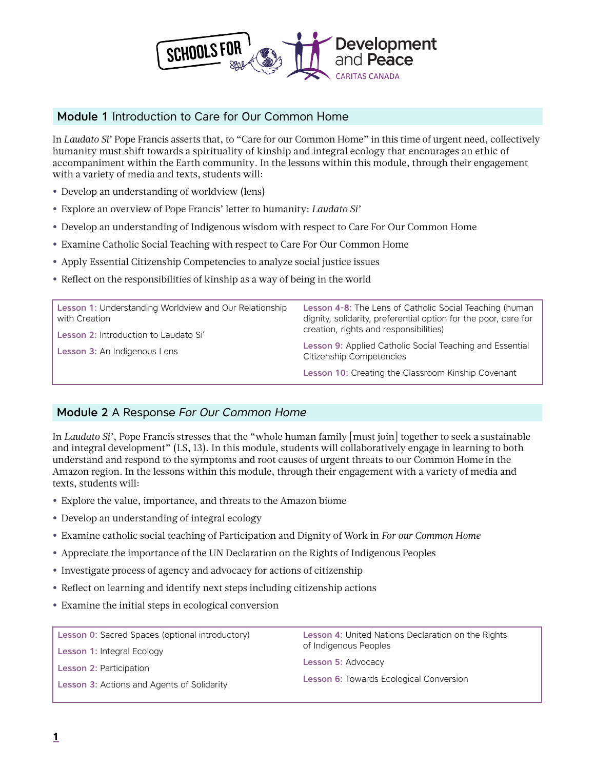## Module 1 Introduction to Care for Our Common Home

In *Laudato Si'* Pope Francis asserts that, to "Care for our Common Home" in this time of urgent need, collectively humanity must shift towards a spirituality of kinship and integral ecology that encourages an ethic of accompaniment within the Earth community. In the lessons within this module, through their engagement with a variety of media and texts, students will:

- Develop an understanding of worldview (lens)
- Explore an overview of Pope Francis' letter to humanity: *Laudato Si'*
- Develop an understanding of Indigenous wisdom with respect to Care For Our Common Home
- Examine Catholic Social Teaching with respect to Care For Our Common Home
- Apply Essential Citizenship Competencies to analyze social justice issues
- Reflect on the responsibilities of kinship as a way of being in the world

**Lesson 1:** Understanding Worldview and Our Relationship with Creation

**Lesson 2:** Introduction to Laudato Si'

**Lesson 3:** An Indigenous Lens

**Lesson 4-8:** The Lens of Catholic Social Teaching (human dignity, solidarity, preferential option for the poor, care for creation, rights and responsibilities)

**Lesson 9:** Applied Catholic Social Teaching and Essential Citizenship Competencies

**Lesson 10:** Creating the Classroom Kinship Covenant

## Module 2 A Response *For Our Common Home*

In *Laudato Si'*, Pope Francis stresses that the "whole human family [must join] together to seek a sustainable and integral development" (LS, 13). In this module, students will collaboratively engage in learning to both understand and respond to the symptoms and root causes of urgent threats to our Common Home in the Amazon region. In the lessons within this module, through their engagement with a variety of media and texts, students will:

- Explore the value, importance, and threats to the Amazon biome
- Develop an understanding of integral ecology
- Examine catholic social teaching of Participation and Dignity of Work in *For our Common Home*
- Appreciate the importance of the UN Declaration on the Rights of Indigenous Peoples
- Investigate process of agency and advocacy for actions of citizenship
- Reflect on learning and identify next steps including citizenship actions
- Examine the initial steps in ecological conversion

**Lesson 0:** Sacred Spaces (optional introductory)

**Lesson 1:** Integral Ecology

**Lesson 2:** Participation

**Lesson 3:** Actions and Agents of Solidarity

**Lesson 4:** United Nations Declaration on the Rights of Indigenous Peoples

**Lesson 5:** Advocacy

**Lesson 6:** Towards Ecological Conversion